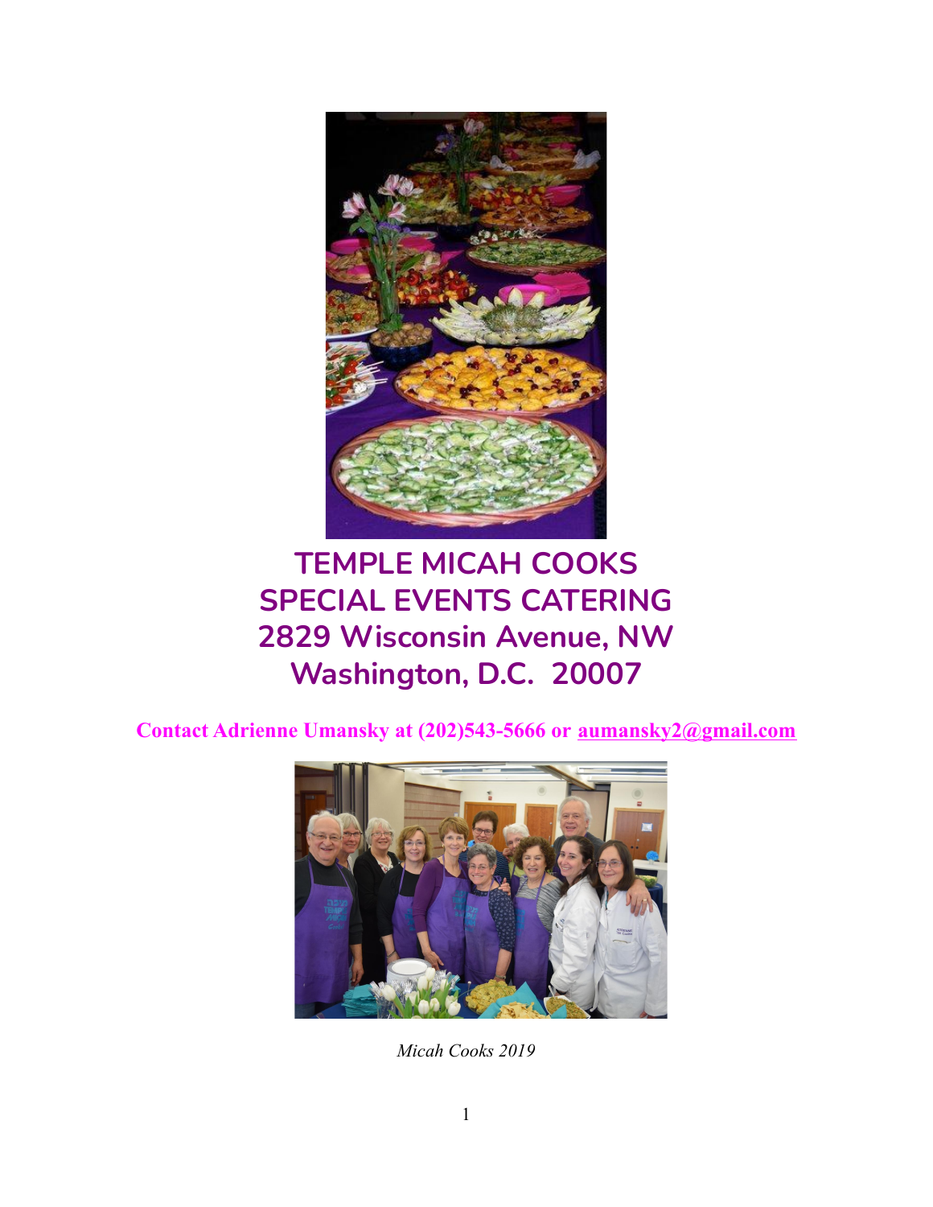# TEMPLE MICAH COOKS
# SPECIAL EVENTS CATERING
## 2829 Wisconsin Avenue, NW
## Washington, D.C. 20007

**Contact Adrienne Umansky at (202)543-5666 or [aumansky2@gmail.com](mailto:aumansky2@gmail.com)**

*Micah Cooks 2019*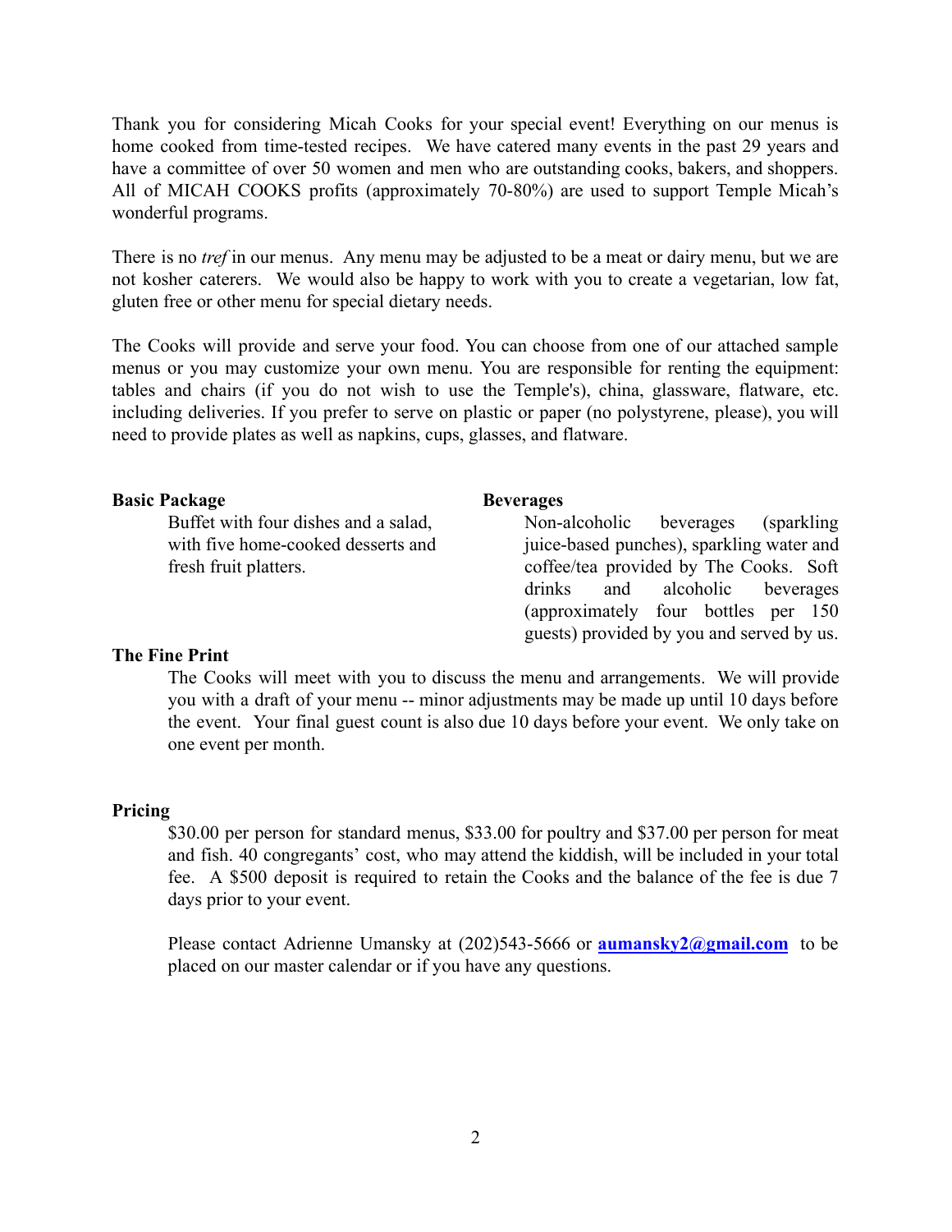Thank you for considering Micah Cooks for your special event! Everything on our menus is home cooked from time-tested recipes. We have catered many events in the past 29 years and have a committee of over 50 women and men who are outstanding cooks, bakers, and shoppers. All of MICAH COOKS profits (approximately 70-80%) are used to support Temple Micah's wonderful programs.

There is no *tref* in our menus. Any menu may be adjusted to be a meat or dairy menu, but we are not kosher caterers. We would also be happy to work with you to create a vegetarian, low fat, gluten free or other menu for special dietary needs.

The Cooks will provide and serve your food. You can choose from one of our attached sample menus or you may customize your own menu. You are responsible for renting the equipment: tables and chairs (if you do not wish to use the Temple's), china, glassware, flatware, etc. including deliveries. If you prefer to serve on plastic or paper (no polystyrene, please), you will need to provide plates as well as napkins, cups, glasses, and flatware.

**Basic Package**

Buffet with four dishes and a salad, with five home-cooked desserts and fresh fruit platters.

**Beverages**

Non-alcoholic beverages (sparkling juice-based punches), sparkling water and coffee/tea provided by The Cooks. Soft drinks and alcoholic beverages (approximately four bottles per 150 guests) provided by you and served by us.

**The Fine Print**

The Cooks will meet with you to discuss the menu and arrangements. We will provide you with a draft of your menu -- minor adjustments may be made up until 10 days before the event. Your final guest count is also due 10 days before your event. We only take on one event per month.

**Pricing**

$30.00 per person for standard menus, $33.00 for poultry and $37.00 per person for meat and fish. 40 congregants' cost, who may attend the kiddish, will be included in your total fee. A $500 deposit is required to retain the Cooks and the balance of the fee is due 7 days prior to your event.

Please contact Adrienne Umansky at (202)543-5666 or **aumansky2@gmail.com** to be placed on our master calendar or if you have any questions.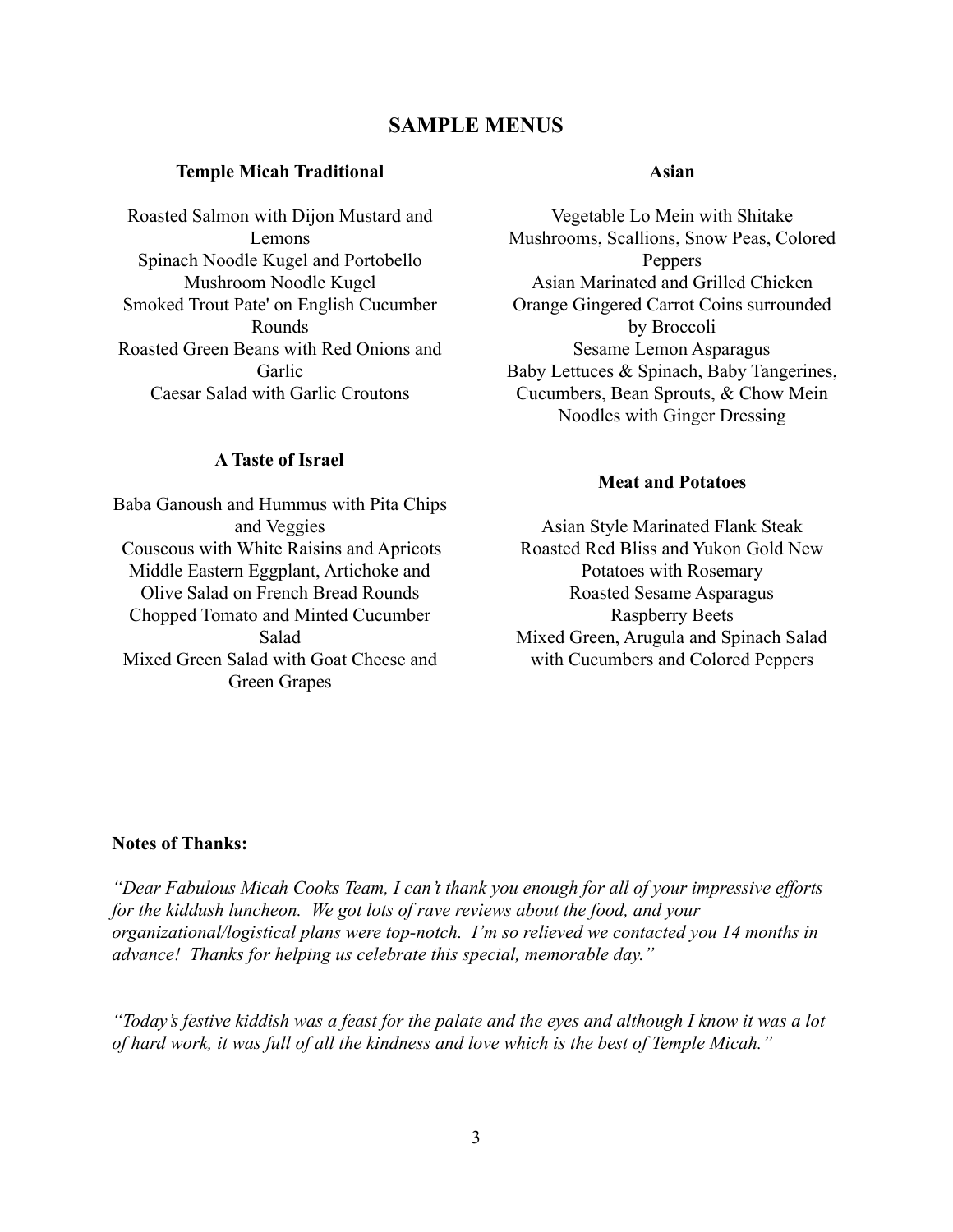## SAMPLE MENUS

### Temple Micah Traditional

Roasted Salmon with Dijon Mustard and Lemons
Spinach Noodle Kugel and Portobello Mushroom Noodle Kugel
Smoked Trout Pate' on English Cucumber Rounds
Roasted Green Beans with Red Onions and Garlic
Caesar Salad with Garlic Croutons

### A Taste of Israel

Baba Ganoush and Hummus with Pita Chips and Veggies
Couscous with White Raisins and Apricots
Middle Eastern Eggplant, Artichoke and Olive Salad on French Bread Rounds
Chopped Tomato and Minted Cucumber Salad
Mixed Green Salad with Goat Cheese and Green Grapes

### Asian

Vegetable Lo Mein with Shitake Mushrooms, Scallions, Snow Peas, Colored Peppers
Asian Marinated and Grilled Chicken
Orange Gingered Carrot Coins surrounded by Broccoli
Sesame Lemon Asparagus
Baby Lettuces & Spinach, Baby Tangerines, Cucumbers, Bean Sprouts, & Chow Mein Noodles with Ginger Dressing

### Meat and Potatoes

Asian Style Marinated Flank Steak
Roasted Red Bliss and Yukon Gold New Potatoes with Rosemary
Roasted Sesame Asparagus
Raspberry Beets
Mixed Green, Arugula and Spinach Salad with Cucumbers and Colored Peppers

**Notes of Thanks:**

*"Dear Fabulous Micah Cooks Team, I can't thank you enough for all of your impressive efforts for the kiddush luncheon. We got lots of rave reviews about the food, and your organizational/logistical plans were top-notch. I'm so relieved we contacted you 14 months in advance! Thanks for helping us celebrate this special, memorable day."*

*"Today's festive kiddish was a feast for the palate and the eyes and although I know it was a lot of hard work, it was full of all the kindness and love which is the best of Temple Micah."*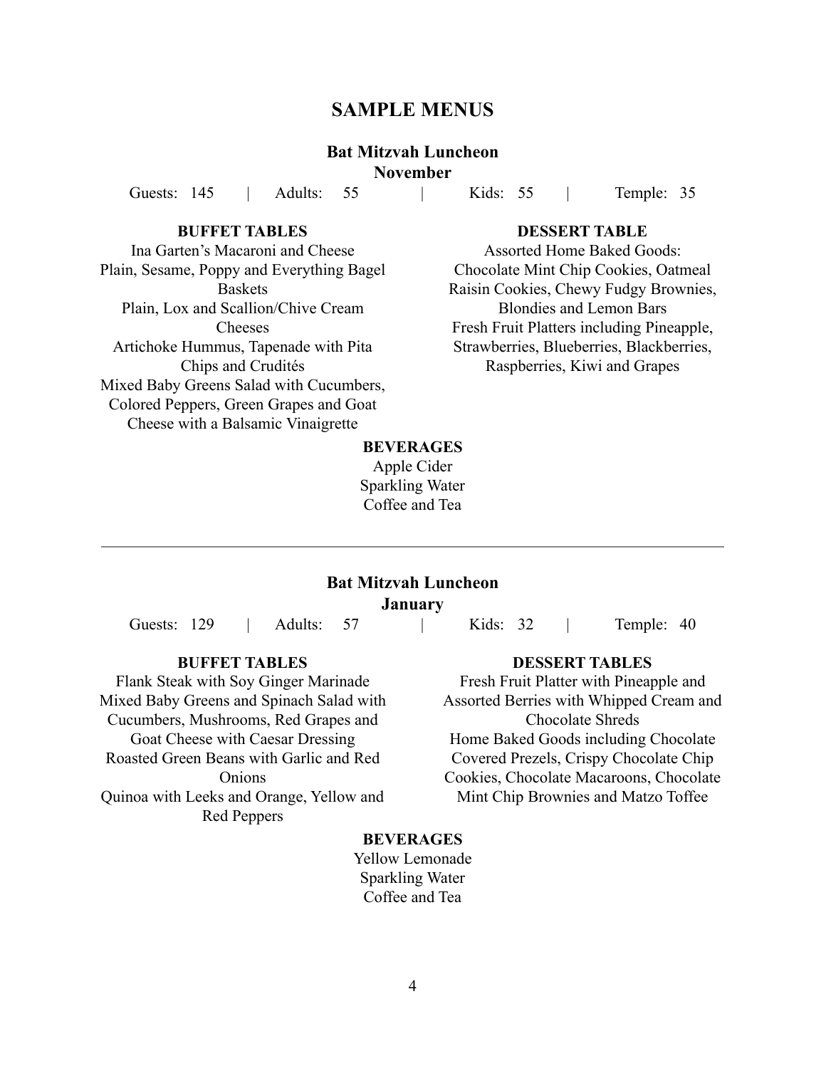# SAMPLE MENUS

## Bat Mitzvah Luncheon

**November**

Guests: 145 | Adults: 55 | Kids: 55 | Temple: 35

### BUFFET TABLES

Ina Garten's Macaroni and Cheese
Plain, Sesame, Poppy and Everything Bagel Baskets
Plain, Lox and Scallion/Chive Cream Cheeses
Artichoke Hummus, Tapenade with Pita Chips and Crudités
Mixed Baby Greens Salad with Cucumbers, Colored Peppers, Green Grapes and Goat Cheese with a Balsamic Vinaigrette

### DESSERT TABLE

Assorted Home Baked Goods: Chocolate Mint Chip Cookies, Oatmeal Raisin Cookies, Chewy Fudgy Brownies, Blondies and Lemon Bars
Fresh Fruit Platters including Pineapple, Strawberries, Blueberries, Blackberries, Raspberries, Kiwi and Grapes

### BEVERAGES

Apple Cider
Sparkling Water
Coffee and Tea

---

## Bat Mitzvah Luncheon

**January**

Guests: 129 | Adults: 57 | Kids: 32 | Temple: 40

### BUFFET TABLES

Flank Steak with Soy Ginger Marinade
Mixed Baby Greens and Spinach Salad with Cucumbers, Mushrooms, Red Grapes and Goat Cheese with Caesar Dressing
Roasted Green Beans with Garlic and Red Onions
Quinoa with Leeks and Orange, Yellow and Red Peppers

### DESSERT TABLES

Fresh Fruit Platter with Pineapple and Assorted Berries with Whipped Cream and Chocolate Shreds
Home Baked Goods including Chocolate Covered Prezels, Crispy Chocolate Chip Cookies, Chocolate Macaroons, Chocolate Mint Chip Brownies and Matzo Toffee

### BEVERAGES

Yellow Lemonade
Sparkling Water
Coffee and Tea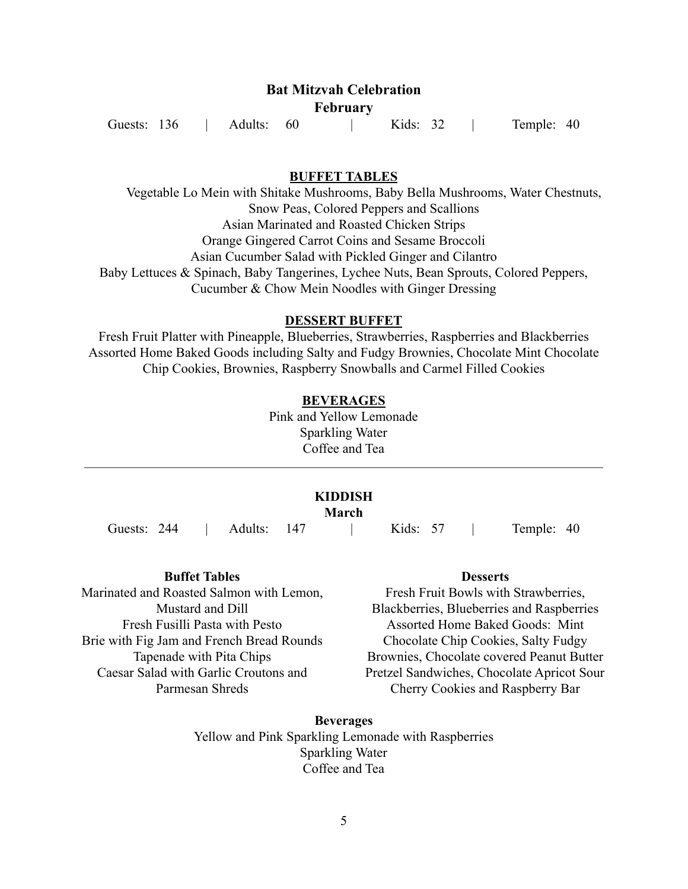## Bat Mitzvah Celebration

**February**

Guests: 136 | Adults: 60 | Kids: 32 | Temple: 40

### BUFFET TABLES

Vegetable Lo Mein with Shitake Mushrooms, Baby Bella Mushrooms, Water Chestnuts, Snow Peas, Colored Peppers and Scallions
Asian Marinated and Roasted Chicken Strips
Orange Gingered Carrot Coins and Sesame Broccoli
Asian Cucumber Salad with Pickled Ginger and Cilantro
Baby Lettuces & Spinach, Baby Tangerines, Lychee Nuts, Bean Sprouts, Colored Peppers, Cucumber & Chow Mein Noodles with Ginger Dressing

### DESSERT BUFFET

Fresh Fruit Platter with Pineapple, Blueberries, Strawberries, Raspberries and Blackberries
Assorted Home Baked Goods including Salty and Fudgy Brownies, Chocolate Mint Chocolate Chip Cookies, Brownies, Raspberry Snowballs and Carmel Filled Cookies

### BEVERAGES

Pink and Yellow Lemonade
Sparkling Water
Coffee and Tea

---

## KIDDISH

**March**

Guests: 244 | Adults: 147 | Kids: 57 | Temple: 40

### Buffet Tables

Marinated and Roasted Salmon with Lemon, Mustard and Dill
Fresh Fusilli Pasta with Pesto
Brie with Fig Jam and French Bread Rounds
Tapenade with Pita Chips
Caesar Salad with Garlic Croutons and Parmesan Shreds

### Desserts

Fresh Fruit Bowls with Strawberries, Blackberries, Blueberries and Raspberries
Assorted Home Baked Goods: Mint Chocolate Chip Cookies, Salty Fudgy Brownies, Chocolate covered Peanut Butter Pretzel Sandwiches, Chocolate Apricot Sour Cherry Cookies and Raspberry Bar

### Beverages

Yellow and Pink Sparkling Lemonade with Raspberries
Sparkling Water
Coffee and Tea